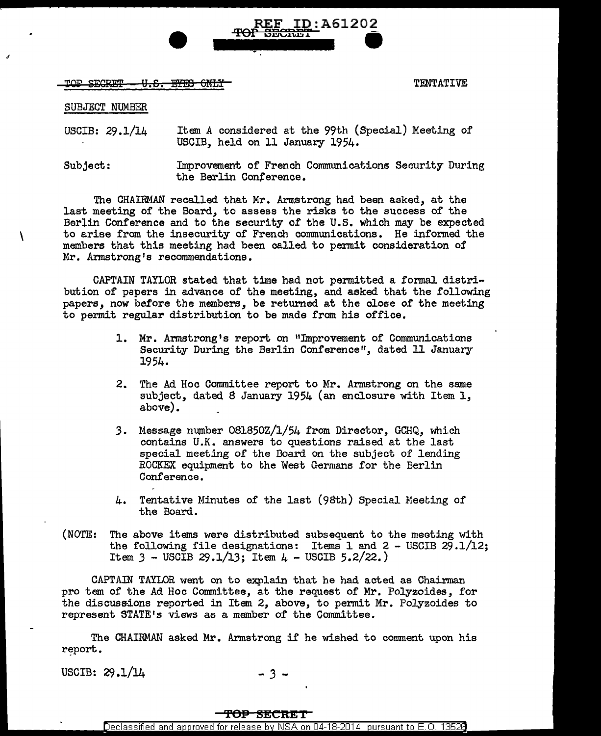~~TOP SECRET - U.S. EYES ONLY~~ TENTATIVE

SUBJECT NUMBER

USCIB: 29.1/14 Item A considered at the 99th (Special) Meeting of USCIB, held on 11 January 1954.

Subject: Improvement of French Communications Security During the Berlin Conference.

The CHAIRMAN recalled that Mr. Armstrong had been asked, at the last meeting of the Board, to assess the risks to the success of the Berlin Conference and to the security of the U.S. which may be expected to arise from the insecurity of French communications. He informed the members that this meeting had been called to permit consideration of Mr. Armstrong's recommendations.

CAPTAIN TAYLOR stated that time had not permitted a formal distribution of papers in advance of the meeting, and asked that the following papers, now before the members, be returned at the close of the meeting to permit regular distribution to be made from his office.

1. Mr. Armstrong's report on "Improvement of Communications Security During the Berlin Conference", dated 11 January 1954.
2. The Ad Hoc Committee report to Mr. Armstrong on the same subject, dated 8 January 1954 (an enclosure with Item 1, above).
3. Message number 081850Z/1/54 from Director, GCHQ, which contains U.K. answers to questions raised at the last special meeting of the Board on the subject of lending ROCKEX equipment to the West Germans for the Berlin Conference.
4. Tentative Minutes of the last (98th) Special Meeting of the Board.

(NOTE: The above items were distributed subsequent to the meeting with the following file designations: Items 1 and 2 - USCIB 29.1/12; Item 3 - USCIB 29.1/13; Item 4 - USCIB 5.2/22.)

CAPTAIN TAYLOR went on to explain that he had acted as Chairman pro tem of the Ad Hoc Committee, at the request of Mr. Polyzoides, for the discussions reported in Item 2, above, to permit Mr. Polyzoides to represent STATE's views as a member of the Committee.

The CHAIRMAN asked Mr. Armstrong if he wished to comment upon his report.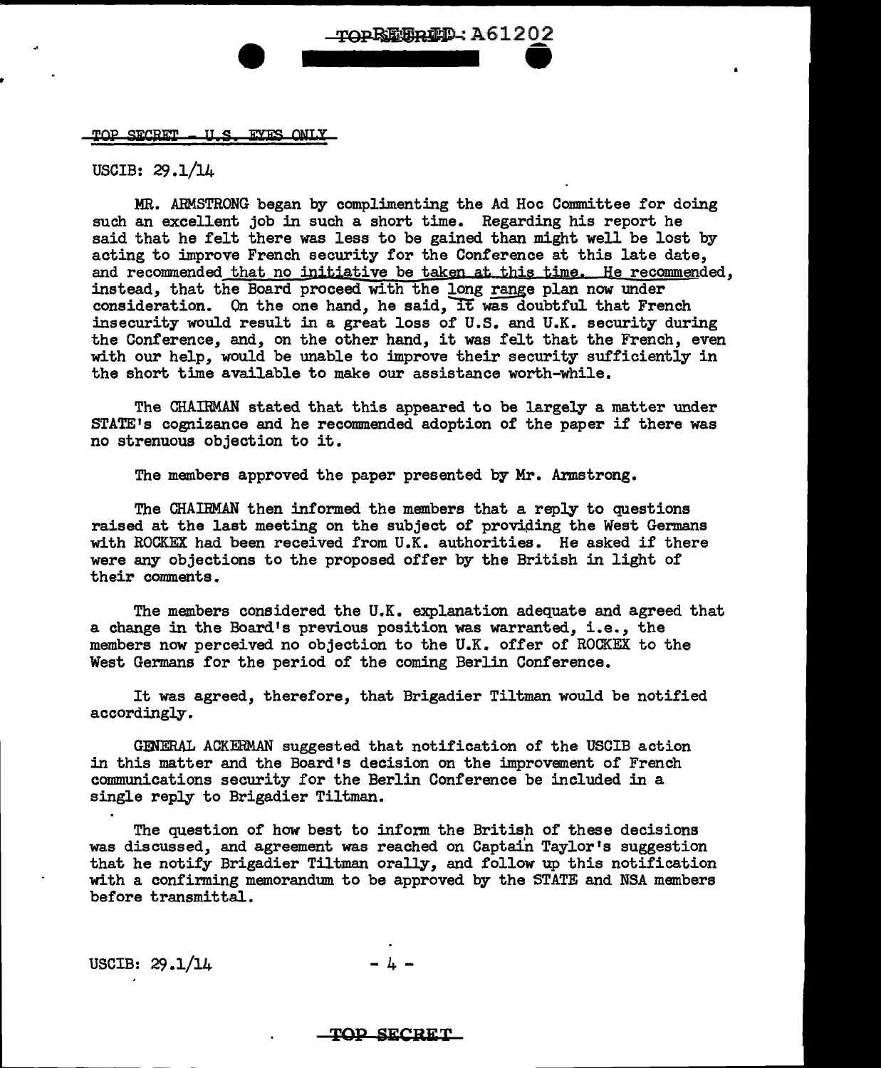TOP SECRET - U.S. EYES ONLY

USCIB: 29.1/14

MR. ARMSTRONG began by complimenting the Ad Hoc Committee for doing such an excellent job in such a short time. Regarding his report he said that he felt there was less to be gained than might well be lost by acting to improve French security for the Conference at this late date, and recommended that no initiative be taken at this time. He recommended, instead, that the Board proceed with the long range plan now under consideration. On the one hand, he said, it was doubtful that French insecurity would result in a great loss of U.S. and U.K. security during the Conference, and, on the other hand, it was felt that the French, even with our help, would be unable to improve their security sufficiently in the short time available to make our assistance worth-while.

The CHAIRMAN stated that this appeared to be largely a matter under STATE's cognizance and he recommended adoption of the paper if there was no strenuous objection to it.

The members approved the paper presented by Mr. Armstrong.

The CHAIRMAN then informed the members that a reply to questions raised at the last meeting on the subject of providing the West Germans with ROCKEX had been received from U.K. authorities. He asked if there were any objections to the proposed offer by the British in light of their comments.

The members considered the U.K. explanation adequate and agreed that a change in the Board's previous position was warranted, i.e., the members now perceived no objection to the U.K. offer of ROCKEX to the West Germans for the period of the coming Berlin Conference.

It was agreed, therefore, that Brigadier Tiltman would be notified accordingly.

GENERAL ACKERMAN suggested that notification of the USCIB action in this matter and the Board's decision on the improvement of French communications security for the Berlin Conference be included in a single reply to Brigadier Tiltman.

The question of how best to inform the British of these decisions was discussed, and agreement was reached on Captain Taylor's suggestion that he notify Brigadier Tiltman orally, and follow up this notification with a confirming memorandum to be approved by the STATE and NSA members before transmittal.

USCIB: 29.1/14

TOP SECRET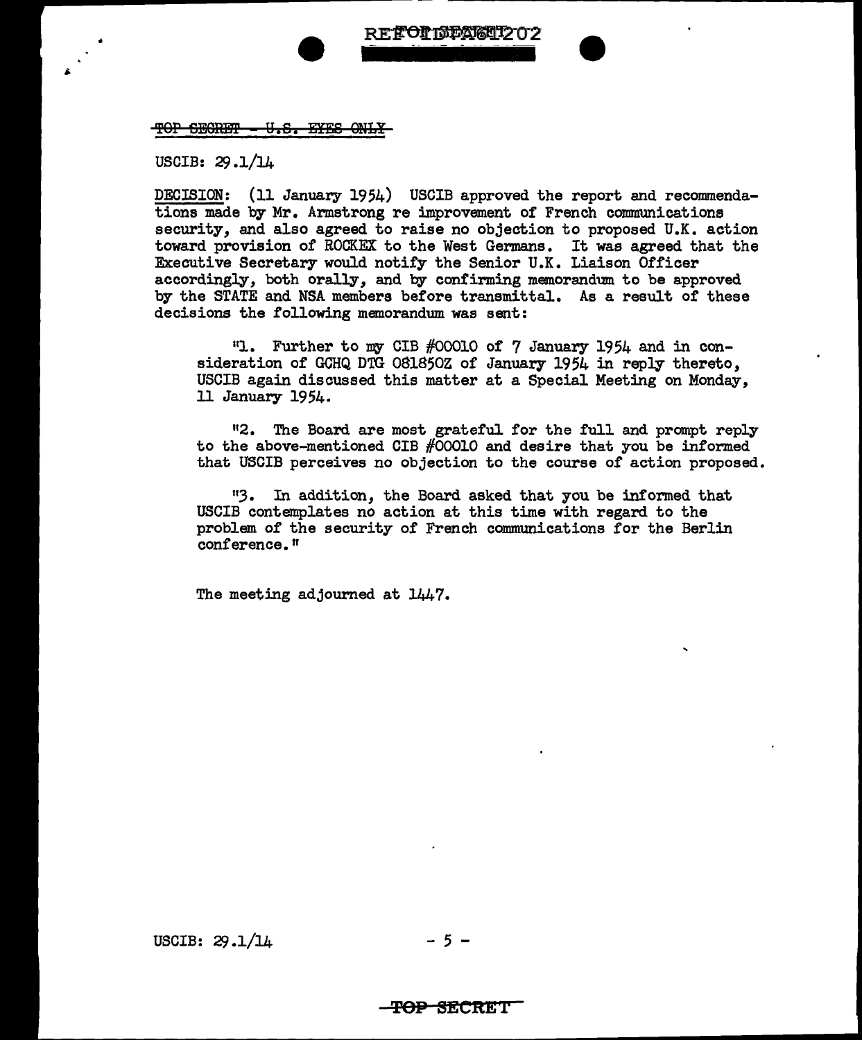~~TOP SECRET - U.S. EYES ONLY~~

USCIB: 29.1/14

DECISION: (11 January 1954) USCIB approved the report and recommendations made by Mr. Armstrong re improvement of French communications security, and also agreed to raise no objection to proposed U.K. action toward provision of ROCKEX to the West Germans. It was agreed that the Executive Secretary would notify the Senior U.K. Liaison Officer accordingly, both orally, and by confirming memorandum to be approved by the STATE and NSA members before transmittal. As a result of these decisions the following memorandum was sent:

"1. Further to my CIB #00010 of 7 January 1954 and in consideration of GCHQ DTG 081850Z of January 1954 in reply thereto, USCIB again discussed this matter at a Special Meeting on Monday, 11 January 1954.

"2. The Board are most grateful for the full and prompt reply to the above-mentioned CIB #00010 and desire that you be informed that USCIB perceives no objection to the course of action proposed.

"3. In addition, the Board asked that you be informed that USCIB contemplates no action at this time with regard to the problem of the security of French communications for the Berlin conference."

The meeting adjourned at 1447.

USCIB: 29.1/14

~~TOP SECRET~~